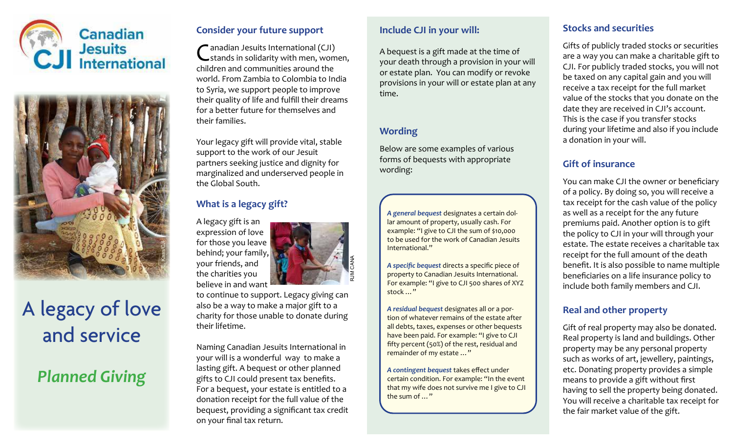# Canadian Jesuits International

E. Kaas/CJI

# A legacy of love and service

## *Planned Giving*

## Consider your future support

Canadian Jesuits International (CJI) stands in solidarity with men, women, children and communities around the world. From Zambia to Colombia to India to Syria, we support people to improve their quality of life and fulfill their dreams for a better future for themselves and their families.

Your legacy gift will provide vital, stable support to the work of our Jesuit partners seeking justice and dignity for marginalized and underserved people in the Global South.

## What is a legacy gift?

A legacy gift is an expression of love for those you leave behind; your family, your friends, and the charities you believe in and want to continue to support. Legacy giving can also be a way to make a major gift to a charity for those unable to donate during their lifetime.

RJM CANA

Naming Canadian Jesuits International in your will is a wonderful way to make a lasting gift. A bequest or other planned gifts to CJI could present tax benefits. For a bequest, your estate is entitled to a donation receipt for the full value of the bequest, providing a significant tax credit on your final tax return.

## Include CJI in your will:

A bequest is a gift made at the time of your death through a provision in your will or estate plan. You can modify or revoke provisions in your will or estate plan at any time.

## Wording

Below are some examples of various forms of bequests with appropriate wording:

***A general bequest*** designates a certain dollar amount of property, usually cash. For example: "I give to CJI the sum of $10,000 to be used for the work of Canadian Jesuits International."

***A specific bequest*** directs a specific piece of property to Canadian Jesuits International. For example: "I give to CJI 500 shares of XYZ stock ..."

***A residual bequest*** designates all or a portion of whatever remains of the estate after all debts, taxes, expenses or other bequests have been paid. For example: "I give to CJI fifty percent (50%) of the rest, residual and remainder of my estate ..."

***A contingent bequest*** takes effect under certain condition. For example: "In the event that my wife does not survive me I give to CJI the sum of ..."

## Stocks and securities

Gifts of publicly traded stocks or securities are a way you can make a charitable gift to CJI. For publicly traded stocks, you will not be taxed on any capital gain and you will receive a tax receipt for the full market value of the stocks that you donate on the date they are received in CJI's account. This is the case if you transfer stocks during your lifetime and also if you include a donation in your will.

## Gift of insurance

You can make CJI the owner or beneficiary of a policy. By doing so, you will receive a tax receipt for the cash value of the policy as well as a receipt for the any future premiums paid. Another option is to gift the policy to CJI in your will through your estate. The estate receives a charitable tax receipt for the full amount of the death benefit. It is also possible to name multiple beneficiaries on a life insurance policy to include both family members and CJI.

## Real and other property

Gift of real property may also be donated. Real property is land and buildings. Other property may be any personal property such as works of art, jewellery, paintings, etc. Donating property provides a simple means to provide a gift without first having to sell the property being donated. You will receive a charitable tax receipt for the fair market value of the gift.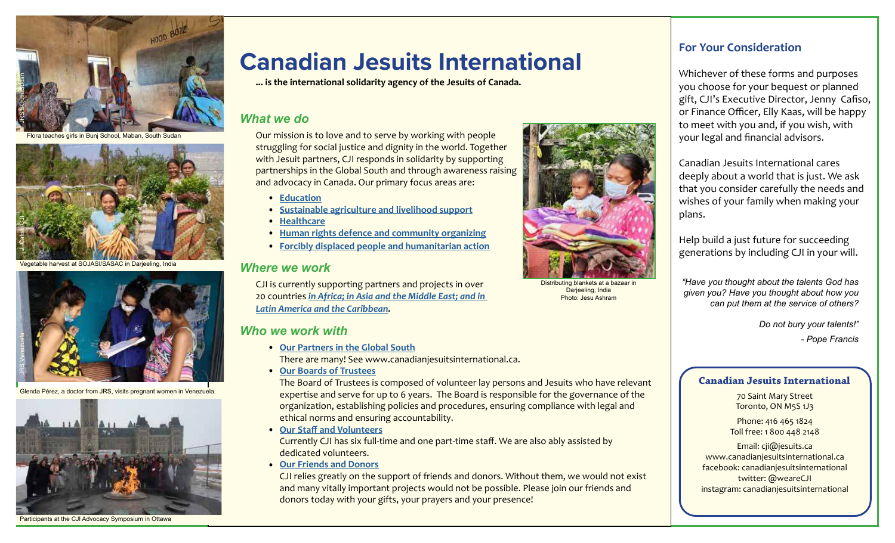Flora teaches girls in Bunj School, Maban, South Sudan

Vegetable harvest at SOJASI/SASAC in Darjeeling, India

Glenda Pérez, a doctor from JRS, visits pregnant women in Venezuela.

Participants at the CJI Advocacy Symposium in Ottawa

# Canadian Jesuits International

**... is the international solidarity agency of the Jesuits of Canada.**

## *What we do*

Our mission is to love and to serve by working with people struggling for social justice and dignity in the world. Together with Jesuit partners, CJI responds in solidarity by supporting partnerships in the Global South and through awareness raising and advocacy in Canada. Our primary focus areas are:

- **Education**
- **Sustainable agriculture and livelihood support**
- **Healthcare**
- **Human rights defence and community organizing**
- **Forcibly displaced people and humanitarian action**

Distributing blankets at a bazaar in Darjeeling, India
Photo: Jesu Ashram

## *Where we work*

CJI is currently supporting partners and projects in over 20 countries ***in Africa; in Asia and the Middle East; and in Latin America and the Caribbean***.

## *Who we work with*

- **Our Partners in the Global South**
  There are many! See www.canadianjesuitsinternational.ca.
- **Our Boards of Trustees**
  The Board of Trustees is composed of volunteer lay persons and Jesuits who have relevant expertise and serve for up to 6 years. The Board is responsible for the governance of the organization, establishing policies and procedures, ensuring compliance with legal and ethical norms and ensuring accountability.
- **Our Staff and Volunteers**
  Currently CJI has six full-time and one part-time staff. We are also ably assisted by dedicated volunteers.
- **Our Friends and Donors**
  CJI relies greatly on the support of friends and donors. Without them, we would not exist and many vitally important projects would not be possible. Please join our friends and donors today with your gifts, your prayers and your presence!

## For Your Consideration

Whichever of these forms and purposes you choose for your bequest or planned gift, CJI's Executive Director, Jenny Cafiso, or Finance Officer, Elly Kaas, will be happy to meet with you and, if you wish, with your legal and financial advisors.

Canadian Jesuits International cares deeply about a world that is just. We ask that you consider carefully the needs and wishes of your family when making your plans.

Help build a just future for succeeding generations by including CJI in your will.

*"Have you thought about the talents God has given you? Have you thought about how you can put them at the service of others?*

*Do not bury your talents!"*

*- Pope Francis*

**Canadian Jesuits International**

70 Saint Mary Street
Toronto, ON M5S 1J3

Phone: 416 465 1824
Toll free: 1 800 448 2148

Email: cji@jesuits.ca
www.canadianjesuitsinternational.ca
facebook: canadianjesuitsinternational
twitter: @weareCJI
instagram: canadianjesuitsinternational